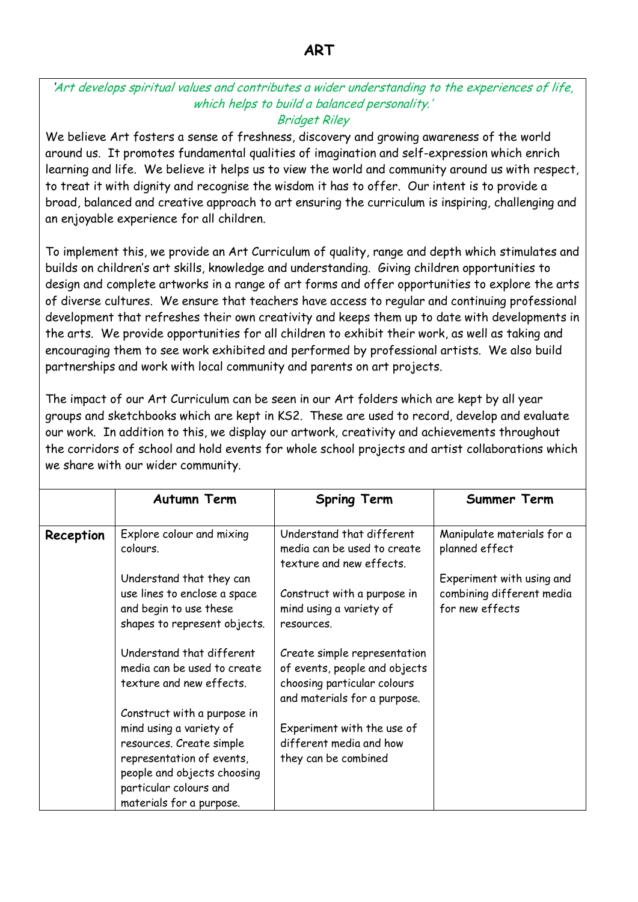# ART

*'Art develops spiritual values and contributes a wider understanding to the experiences of life, which helps to build a balanced personality.'*
*Bridget Riley*

We believe Art fosters a sense of freshness, discovery and growing awareness of the world around us. It promotes fundamental qualities of imagination and self-expression which enrich learning and life. We believe it helps us to view the world and community around us with respect, to treat it with dignity and recognise the wisdom it has to offer. Our intent is to provide a broad, balanced and creative approach to art ensuring the curriculum is inspiring, challenging and an enjoyable experience for all children.

To implement this, we provide an Art Curriculum of quality, range and depth which stimulates and builds on children's art skills, knowledge and understanding. Giving children opportunities to design and complete artworks in a range of art forms and offer opportunities to explore the arts of diverse cultures. We ensure that teachers have access to regular and continuing professional development that refreshes their own creativity and keeps them up to date with developments in the arts. We provide opportunities for all children to exhibit their work, as well as taking and encouraging them to see work exhibited and performed by professional artists. We also build partnerships and work with local community and parents on art projects.

The impact of our Art Curriculum can be seen in our Art folders which are kept by all year groups and sketchbooks which are kept in KS2. These are used to record, develop and evaluate our work. In addition to this, we display our artwork, creativity and achievements throughout the corridors of school and hold events for whole school projects and artist collaborations which we share with our wider community.

| | Autumn Term | Spring Term | Summer Term |
|---|---|---|---|
| **Reception** | Explore colour and mixing colours.<br><br>Understand that they can use lines to enclose a space and begin to use these shapes to represent objects.<br><br>Understand that different media can be used to create texture and new effects.<br><br>Construct with a purpose in mind using a variety of resources. Create simple representation of events, people and objects choosing particular colours and materials for a purpose. | Understand that different media can be used to create texture and new effects.<br><br>Construct with a purpose in mind using a variety of resources.<br><br>Create simple representation of events, people and objects choosing particular colours and materials for a purpose.<br><br>Experiment with the use of different media and how they can be combined | Manipulate materials for a planned effect<br><br>Experiment with using and combining different media for new effects |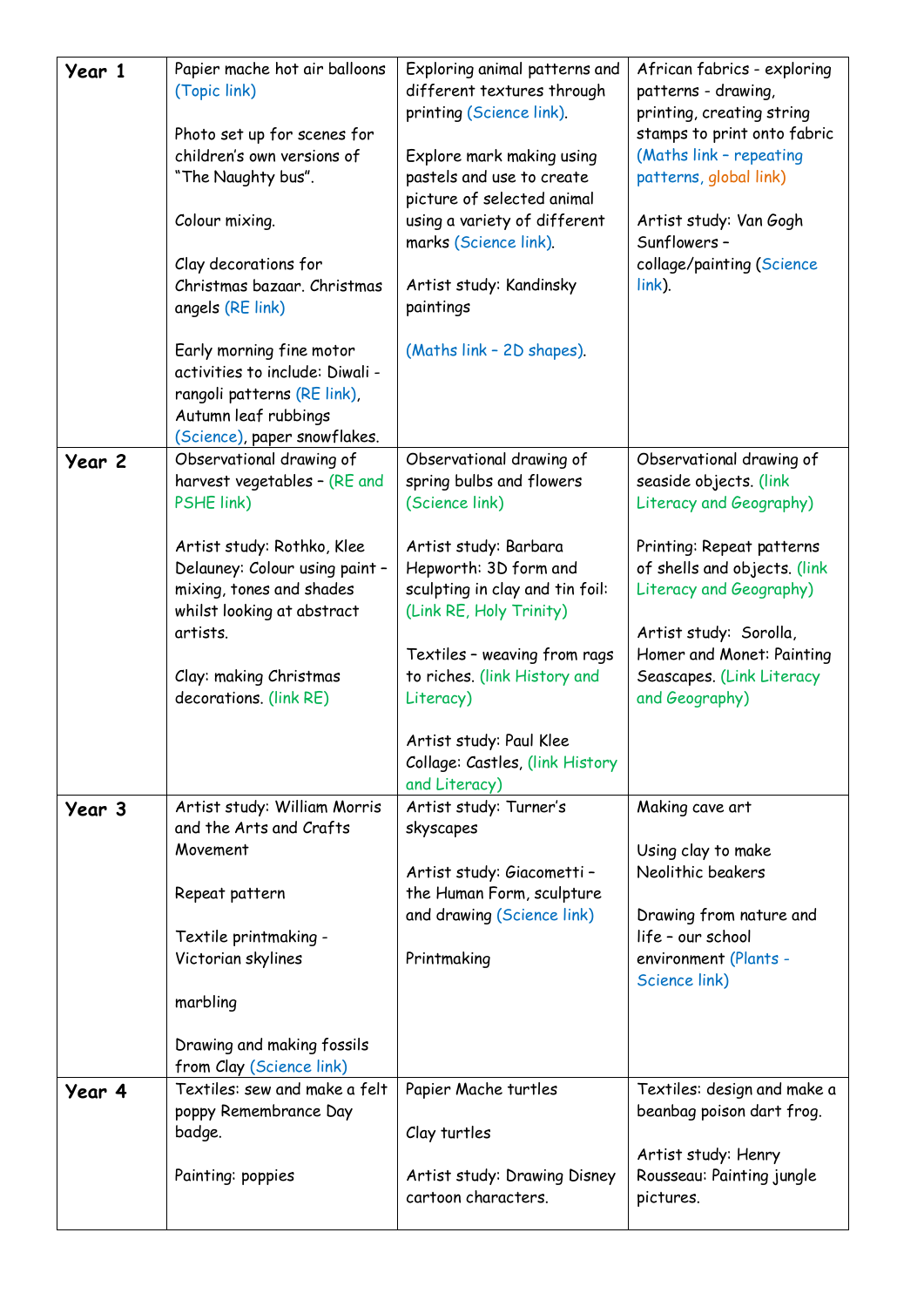| | | | |
|---|---|---|---|
| **Year 1** | Papier mache hot air balloons (Topic link)<br><br>Photo set up for scenes for children's own versions of "The Naughty bus".<br><br>Colour mixing.<br><br>Clay decorations for Christmas bazaar. Christmas angels (RE link)<br><br>Early morning fine motor activities to include: Diwali - rangoli patterns (RE link), Autumn leaf rubbings (Science), paper snowflakes. | Exploring animal patterns and different textures through printing (Science link).<br><br>Explore mark making using pastels and use to create picture of selected animal using a variety of different marks (Science link).<br><br>Artist study: Kandinsky paintings<br><br>(Maths link – 2D shapes). | African fabrics - exploring patterns - drawing, printing, creating string stamps to print onto fabric (Maths link – repeating patterns, global link)<br><br>Artist study: Van Gogh Sunflowers – collage/painting (Science link). |
| **Year 2** | Observational drawing of harvest vegetables – (RE and PSHE link)<br><br>Artist study: Rothko, Klee Delauney: Colour using paint – mixing, tones and shades whilst looking at abstract artists.<br><br>Clay: making Christmas decorations. (link RE) | Observational drawing of spring bulbs and flowers (Science link)<br><br>Artist study: Barbara Hepworth: 3D form and sculpting in clay and tin foil: (Link RE, Holy Trinity)<br><br>Textiles – weaving from rags to riches. (link History and Literacy)<br><br>Artist study: Paul Klee Collage: Castles, (link History and Literacy) | Observational drawing of seaside objects. (link Literacy and Geography)<br><br>Printing: Repeat patterns of shells and objects. (link Literacy and Geography)<br><br>Artist study: Sorolla, Homer and Monet: Painting Seascapes. (Link Literacy and Geography) |
| **Year 3** | Artist study: William Morris and the Arts and Crafts Movement<br><br>Repeat pattern<br><br>Textile printmaking - Victorian skylines<br><br>marbling<br><br>Drawing and making fossils from Clay (Science link) | Artist study: Turner's skyscapes<br><br>Artist study: Giacometti – the Human Form, sculpture and drawing (Science link)<br><br>Printmaking | Making cave art<br><br>Using clay to make Neolithic beakers<br><br>Drawing from nature and life – our school environment (Plants - Science link) |
| **Year 4** | Textiles: sew and make a felt poppy Remembrance Day badge.<br><br>Painting: poppies | Papier Mache turtles<br><br>Clay turtles<br><br>Artist study: Drawing Disney cartoon characters. | Textiles: design and make a beanbag poison dart frog.<br><br>Artist study: Henry Rousseau: Painting jungle pictures. |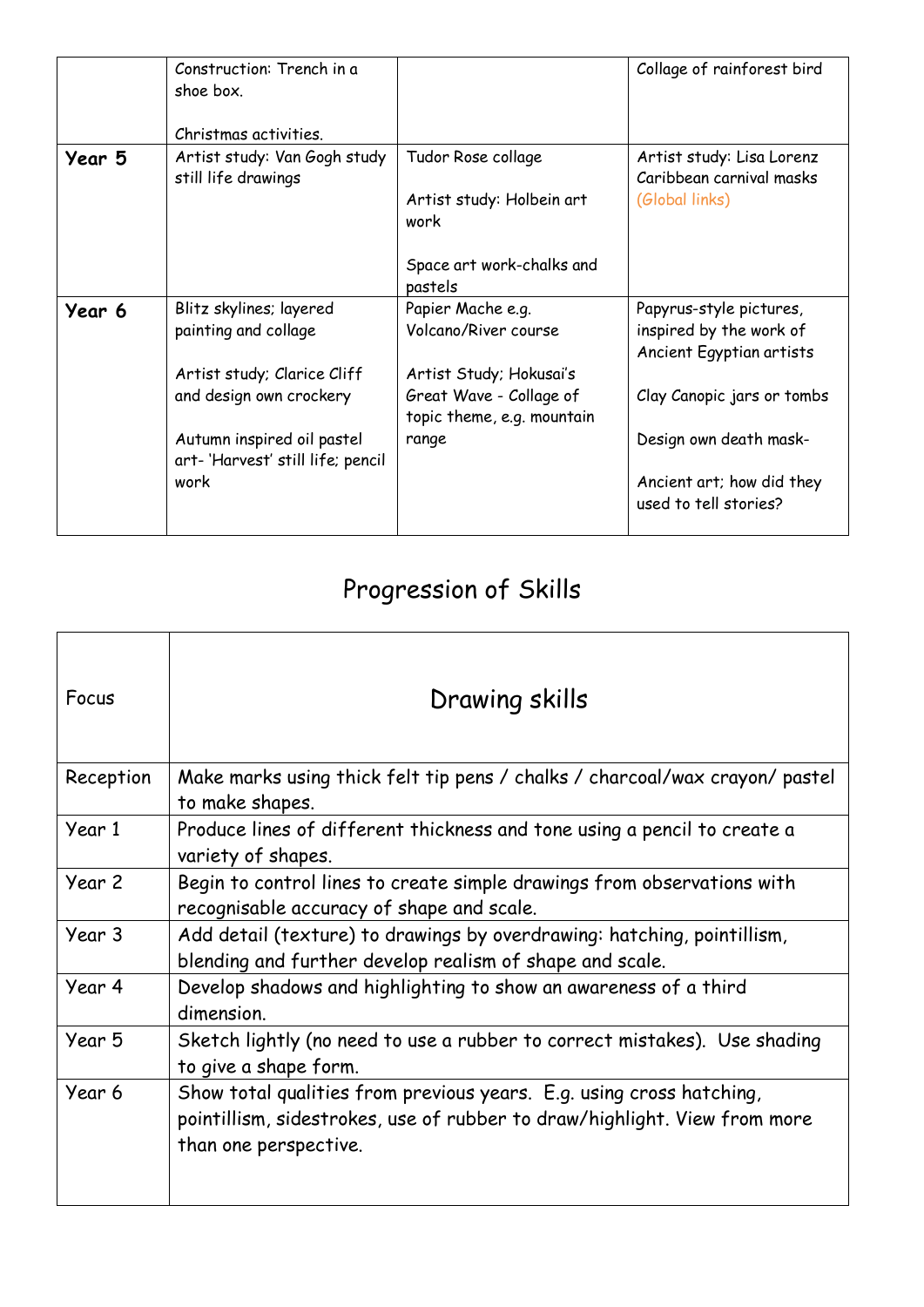| | | | |
|---|---|---|---|
| | Construction: Trench in a shoe box.<br><br>Christmas activities. | | Collage of rainforest bird |
| **Year 5** | Artist study: Van Gogh study still life drawings | Tudor Rose collage<br><br>Artist study: Holbein art work<br><br>Space art work-chalks and pastels | Artist study: Lisa Lorenz Caribbean carnival masks (Global links) |
| **Year 6** | Blitz skylines; layered painting and collage<br><br>Artist study; Clarice Cliff and design own crockery<br><br>Autumn inspired oil pastel art- 'Harvest' still life; pencil work | Papier Mache e.g. Volcano/River course<br><br>Artist Study; Hokusai's Great Wave - Collage of topic theme, e.g. mountain range | Papyrus-style pictures, inspired by the work of Ancient Egyptian artists<br><br>Clay Canopic jars or tombs<br><br>Design own death mask-<br><br>Ancient art; how did they used to tell stories? |

# Progression of Skills

| Focus | Drawing skills |
|---|---|
| Reception | Make marks using thick felt tip pens / chalks / charcoal/wax crayon/ pastel to make shapes. |
| Year 1 | Produce lines of different thickness and tone using a pencil to create a variety of shapes. |
| Year 2 | Begin to control lines to create simple drawings from observations with recognisable accuracy of shape and scale. |
| Year 3 | Add detail (texture) to drawings by overdrawing: hatching, pointillism, blending and further develop realism of shape and scale. |
| Year 4 | Develop shadows and highlighting to show an awareness of a third dimension. |
| Year 5 | Sketch lightly (no need to use a rubber to correct mistakes). Use shading to give a shape form. |
| Year 6 | Show total qualities from previous years. E.g. using cross hatching, pointillism, sidestrokes, use of rubber to draw/highlight. View from more than one perspective. |